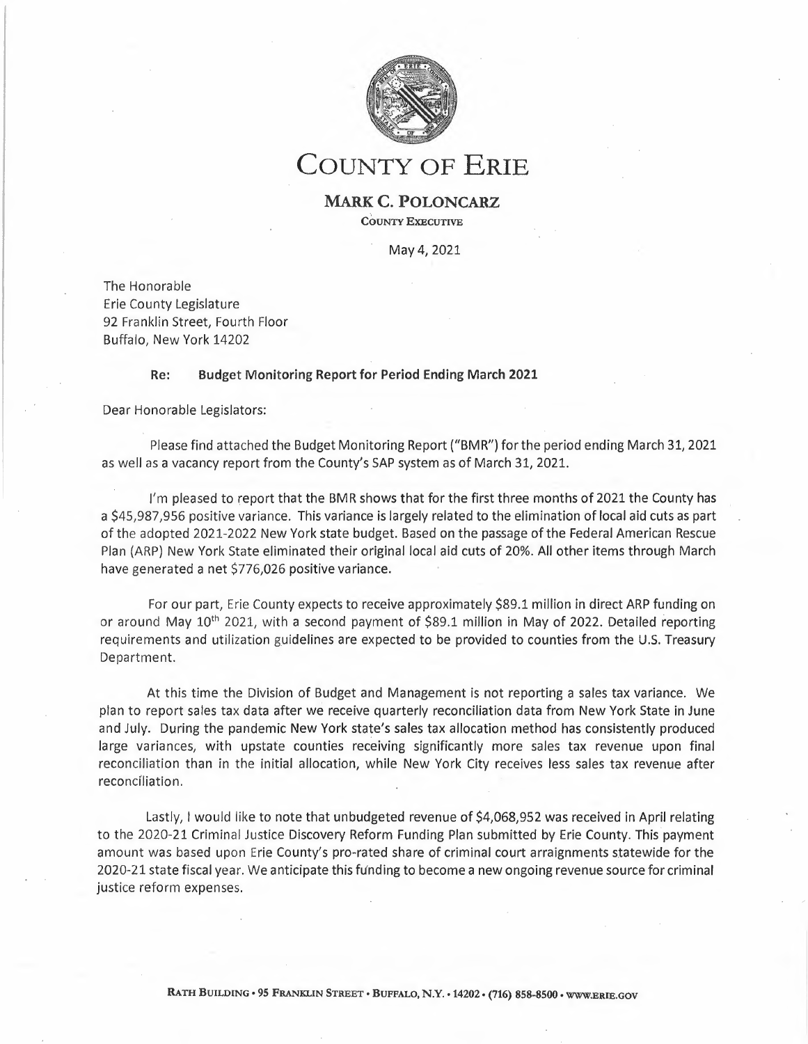# COUNTY OF ERIE

**MARK C. POLONCARZ**
COUNTY EXECUTIVE

May 4, 2021

The Honorable
Erie County Legislature
92 Franklin Street, Fourth Floor
Buffalo, New York 14202

**Re: Budget Monitoring Report for Period Ending March 2021**

Dear Honorable Legislators:

Please find attached the Budget Monitoring Report ("BMR") for the period ending March 31, 2021 as well as a vacancy report from the County's SAP system as of March 31, 2021.

I'm pleased to report that the BMR shows that for the first three months of 2021 the County has a $45,987,956 positive variance. This variance is largely related to the elimination of local aid cuts as part of the adopted 2021-2022 New York state budget. Based on the passage of the Federal American Rescue Plan (ARP) New York State eliminated their original local aid cuts of 20%. All other items through March have generated a net $776,026 positive variance.

For our part, Erie County expects to receive approximately $89.1 million in direct ARP funding on or around May 10th 2021, with a second payment of $89.1 million in May of 2022. Detailed reporting requirements and utilization guidelines are expected to be provided to counties from the U.S. Treasury Department.

At this time the Division of Budget and Management is not reporting a sales tax variance. We plan to report sales tax data after we receive quarterly reconciliation data from New York State in June and July. During the pandemic New York state's sales tax allocation method has consistently produced large variances, with upstate counties receiving significantly more sales tax revenue upon final reconciliation than in the initial allocation, while New York City receives less sales tax revenue after reconciliation.

Lastly, I would like to note that unbudgeted revenue of $4,068,952 was received in April relating to the 2020-21 Criminal Justice Discovery Reform Funding Plan submitted by Erie County. This payment amount was based upon Erie County's pro-rated share of criminal court arraignments statewide for the 2020-21 state fiscal year. We anticipate this funding to become a new ongoing revenue source for criminal justice reform expenses.

RATH BUILDING • 95 FRANKLIN STREET • BUFFALO, N.Y. • 14202 • (716) 858-8500 • WWW.ERIE.GOV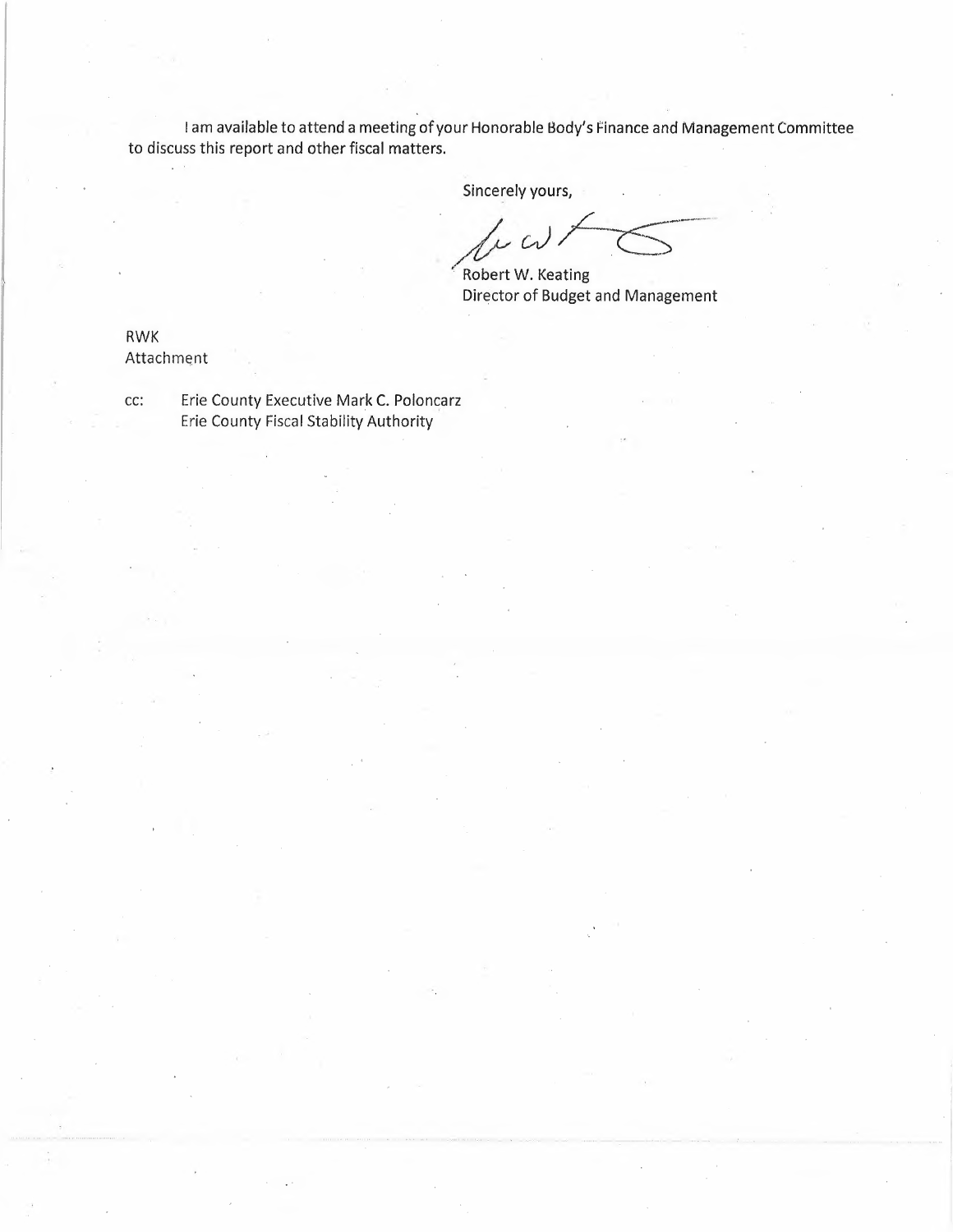I am available to attend a meeting of your Honorable Body's Finance and Management Committee to discuss this report and other fiscal matters.

Sincerely yours,

Robert W. Keating
Director of Budget and Management

RWK
Attachment

cc: Erie County Executive Mark C. Poloncarz
Erie County Fiscal Stability Authority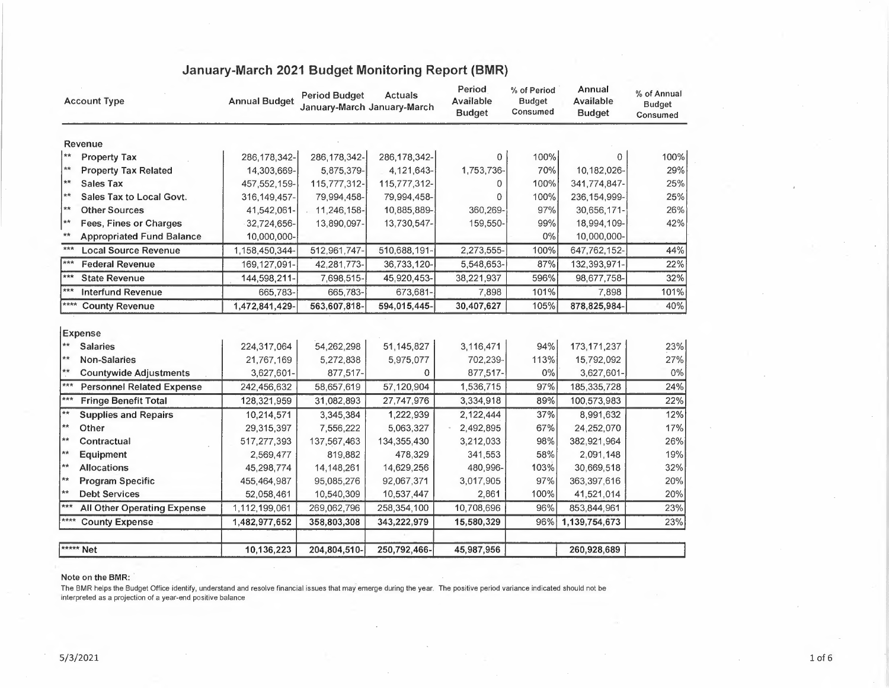# January-March 2021 Budget Monitoring Report (BMR)

| Account Type | Annual Budget | Period Budget January-March | Actuals January-March | Period Available Budget | % of Period Budget Consumed | Annual Available Budget | % of Annual Budget Consumed |
|---|---|---|---|---|---|---|---|
| **Revenue** | | | | | | | |
| ** **Property Tax** | 286,178,342- | 286,178,342- | 286,178,342- | 0 | 100% | 0 | 100% |
| ** **Property Tax Related** | 14,303,669- | 5,875,379- | 4,121,643- | 1,753,736- | 70% | 10,182,026- | 29% |
| ** **Sales Tax** | 457,552,159- | 115,777,312- | 115,777,312- | 0 | 100% | 341,774,847- | 25% |
| ** **Sales Tax to Local Govt.** | 316,149,457- | 79,994,458- | 79,994,458- | 0 | 100% | 236,154,999- | 25% |
| ** **Other Sources** | 41,542,061- | 11,246,158- | 10,885,889- | 360,269- | 97% | 30,656,171- | 26% |
| ** **Fees, Fines or Charges** | 32,724,656- | 13,890,097- | 13,730,547- | 159,550- | 99% | 18,994,109- | 42% |
| ** **Appropriated Fund Balance** | 10,000,000- | | | | 0% | 10,000,000- | |
| *** **Local Source Revenue** | 1,158,450,344- | 512,961,747- | 510,688,191- | 2,273,555- | 100% | 647,762,152- | 44% |
| *** **Federal Revenue** | 169,127,091- | 42,281,773- | 36,733,120- | 5,548,653- | 87% | 132,393,971- | 22% |
| *** **State Revenue** | 144,598,211- | 7,698,515- | 45,920,453- | 38,221,937 | 596% | 98,677,758- | 32% |
| *** **Interfund Revenue** | 665,783- | 665,783- | 673,681- | 7,898 | 101% | 7,898 | 101% |
| **** **County Revenue** | **1,472,841,429-** | **563,607,818-** | **594,015,445-** | **30,407,627** | 105% | **878,825,984-** | 40% |
| **Expense** | | | | | | | |
| ** **Salaries** | 224,317,064 | 54,262,298 | 51,145,827 | 3,116,471 | 94% | 173,171,237 | 23% |
| ** **Non-Salaries** | 21,767,169 | 5,272,838 | 5,975,077 | 702,239- | 113% | 15,792,092 | 27% |
| ** **Countywide Adjustments** | 3,627,601- | 877,517- | 0 | 877,517- | 0% | 3,627,601- | 0% |
| *** **Personnel Related Expense** | 242,456,632 | 58,657,619 | 57,120,904 | 1,536,715 | 97% | 185,335,728 | 24% |
| *** **Fringe Benefit Total** | 128,321,959 | 31,082,893 | 27,747,976 | 3,334,918 | 89% | 100,573,983 | 22% |
| ** **Supplies and Repairs** | 10,214,571 | 3,345,384 | 1,222,939 | 2,122,444 | 37% | 8,991,632 | 12% |
| ** **Other** | 29,315,397 | 7,556,222 | 5,063,327 | 2,492,895 | 67% | 24,252,070 | 17% |
| ** **Contractual** | 517,277,393 | 137,567,463 | 134,355,430 | 3,212,033 | 98% | 382,921,964 | 26% |
| ** **Equipment** | 2,569,477 | 819,882 | 478,329 | 341,553 | 58% | 2,091,148 | 19% |
| ** **Allocations** | 45,298,774 | 14,148,261 | 14,629,256 | 480,996- | 103% | 30,669,518 | 32% |
| ** **Program Specific** | 455,464,987 | 95,085,276 | 92,067,371 | 3,017,905 | 97% | 363,397,616 | 20% |
| ** **Debt Services** | 52,058,461 | 10,540,309 | 10,537,447 | 2,861 | 100% | 41,521,014 | 20% |
| *** **All Other Operating Expense** | 1,112,199,061 | 269,062,796 | 258,354,100 | 10,708,696 | 96% | 853,844,961 | 23% |
| **** **County Expense** | **1,482,977,652** | **358,803,308** | **343,222,979** | **15,580,329** | 96% | **1,139,754,673** | 23% |
| ***** **Net** | **10,136,223** | **204,804,510-** | **250,792,466-** | **45,987,956** | | **260,928,689** | |

**Note on the BMR:**

The BMR helps the Budget Office identify, understand and resolve financial issues that may emerge during the year. The positive period variance indicated should not be interpreted as a projection of a year-end positive balance

5/3/2021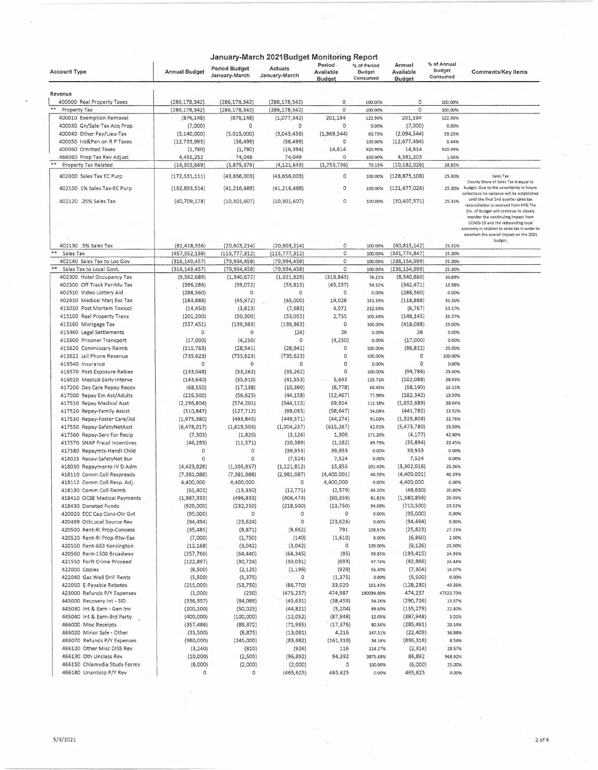# January-March 2021Budget Monitoring Report

| Account Type | Annual Budget | Period Budget January-March | Actuals January-March | Period - Available Budget | % of Period Budget Consumed | Annual Available Budget | % of Annual Budget Consumed | Comments/Key Items |
|---|---|---|---|---|---|---|---|---|
| **Revenue** | | | | | | | | |
| 400000 Real Property Taxes | (286,178,342) | (286,178,342) | (286,178,342) | 0 | 100.00% | 0 | 100.00% | |
| ** Property Tax | (286,178,342) | (286,178,342) | (286,178,342) | 0 | 100.00% | 0 | 100.00% | |
| 400010 Exemption Removal | (876,148) | (876,148) | (1,077,342) | 201,194 | 122.96% | 201,194 | 122.96% | |
| 400030 Gn/Sale-Tax Acq Prop | (7,000) | 0 | 0 | 0 | 0.00% | (7,000) | 0.00% | |
| 400040 Other Pay/Lieu-Tax | (5,140,000) | (5,015,000) | (3,045,456) | (1,969,544) | 60.73% | (2,094,544) | 59.25% | |
| 400050 Int&Pen on R P Taxes | (12,733,993) | (56,499) | (56,499) | 0 | 100.00% | (12,677,494) | 0.44% | |
| 400060 Omitted Taxes | (1,780) | (1,780) | (16,394) | 14,614 | 920.99% | 14,614 | 920.99% | |
| 466060 Prop Tax Rev Adjust | 4,455,252 | 74,049 | 74,049 | 0 | 100.00% | 4,381,203 | 1.66% | |
| ** Property Tax Related | (14,303,669) | (5,875,379) | (4,121,643) | (1,753,736) | 70.15% | (10,182,026) | 28.82% | |
| 402000 Sales Tax EC Purp | (172,531,111) | (43,656,003) | (43,656,003) | 0 | 100.00% | (128,875,108) | 25.30% | Sales Tax<br>County Share of Sales Tax is equal to budget. Due to the uncertainty in future collections no variance will be established until the final 2nd quarter sales tax reconciliation is received from NYS.The Div. of Budget will continue to closely monitor the continuing impact from COVID-19 and the rebounding local economy in relation to sales tax in order to ascertain the overall impact on the 2021 budget. |
| 402100 1% Sales Tax-EC Purp | (162,893,514) | (41,216,488) | (41,216,488) | 0 | 100.00% | (121,677,026) | 25.30% | |
| 402120 .25% Sales Tax | (40,709,178) | (10,301,607) | (10,301,607) | 0 | 100.00% | (30,407,571) | 25.31% | |
| 402130 .5% Sales Tax | (81,418,356) | (20,603,214) | (20,603,214) | 0 | 100.00% | (60,815,142) | 25.31% | |
| ** Sales Tax | (457,552,159) | (115,777,312) | (115,777,312) | 0 | 100.00% | (341,774,847) | 25.30% | |
| 402140 Sales Tax to Loc Gov | (316,149,457) | (79,994,458) | (79,994,458) | 0 | 100.00% | (236,154,999) | 25.30% | |
| ** Sales Tax to Local Govt. | (316,149,457) | (79,994,458) | (79,994,458) | 0 | 100.00% | (236,154,999) | 25.30% | |
| 402300 Hotel Occupancy Tax | (9,562,689) | (1,340,672) | (1,021,829) | (318,843) | 76.22% | (8,540,860) | 10.69% | |
| 402500 Off Track Par-Mu Tax | (396,286) | (99,072) | (53,815) | (45,257) | 54.32% | (342,471) | 13.58% | |
| 402510 Video Lottery Aid | (288,560) | 0 | 0 | 0 | 0.00% | (288,560) | 0.00% | |
| 402610 Medical Marj Exc Tax | (183,888) | (45,972) | (65,000) | 19,028 | 141.39% | (118,888) | 35.35% | |
| 415010 Post Mortem Toxicol | (14,450) | (3,613) | (7,683) | 4,071 | 212.68% | (6,767) | 53.17% | |
| 415100 Real Property Trans | (201,200) | (50,300) | (53,055) | 2,755 | 105.48% | (148,145) | 26.37% | |
| 415160 Mortgage Tax | (557,451) | (139,363) | (139,363) | 0 | 100.00% | (418,088) | 25.00% | |
| 415360 Legal Settlements | 0 | 0 | (26) | 26 | 0.00% | 26 | 0.00% | |
| 415500 Prisoner Transport | (17,000) | (4,250) | 0 | (4,250) | 0.00% | (17,000) | 0.00% | |
| 415620 Commissary Reimb | (115,763) | (28,941) | (28,941) | 0 | 100.00% | (86,822) | 25.00% | |
| 415622 Jail Phone Revenue | (735,623) | (735,623) | (735,623) | 0 | 100.00% | 0 | 100.00% | |
| 416540 Insurance | 0 | 0 | 0 | 0 | 0.00% | 0 | 0.00% | |
| 416570 Post Exposure Rabies | (133,048) | (33,262) | (33,262) | 0 | 100.00% | (99,786) | 25.00% | |
| 416920 Medicd-Early Interve | (143,640) | (35,910) | (41,553) | 5,643 | 115.71% | (102,088) | 28.93% | |
| 417200 Day Care Repay Recov | (68,550) | (17,138) | (10,360) | (6,778) | 60.45% | (58,190) | 15.11% | |
| 417500 Repay Em Ast/Adults | (226,500) | (56,625) | (44,158) | (12,467) | 77.98% | (182,342) | 19.50% | |
| 417510 Repay Medical Asst | (2,296,804) | (574,201) | (644,115) | 69,914 | 112.18% | (1,652,689) | 28.04% | |
| 417520 Repay-Family Assist | (510,847) | (127,712) | (69,065) | (58,647) | 54.08% | (441,782) | 13.52% | |
| 417530 Repay-Foster Care/Ad | (1,975,380) | (493,845) | (449,571) | (44,274) | 91.03% | (1,525,809) | 22.76% | |
| 417550 Repay-SafetyNetAsst | (6,478,017) | (1,619,504) | (1,004,237) | (615,267) | 62.01% | (5,473,780) | 15.50% | |
| 417560 Repay-Serv For Recip | (7,303) | (1,826) | (3,126) | 1,300 | 171.20% | (4,177) | 42.80% | |
| 417570 SNAP Fraud Incentives | (46,283) | (11,571) | (10,389) | (1,182) | 89.79% | (35,894) | 22.45% | |
| 417580 Repaymts-Handi Child | 0 | 0 | (39,953) | 39,953 | 0.00% | 39,953 | 0.00% | |
| 418025 Recov-SafetyNet Bur | 0 | 0 | (7,524) | 7,524 | 0.00% | 7,524 | 0.00% | |
| 418030 Repayments-IV D Adm | (4,423,828) | (1,105,957) | (1,121,812) | 15,855 | 101.43% | (3,302,016) | 25.36% | |
| 418110 Comm Coll Respreads | (7,381,088) | (7,381,088) | (2,981,087) | (4,400,001) | 40.39% | (4,400,001) | 40.39% | |
| 418112 Comm Coll Resp. Adj. | 4,400,000 | 4,400,000 | 0 | 4,400,000 | 0.00% | 4,400,000 | 0.00% | |
| 418130 Comm Coll Reimb | (61,401) | (15,350) | (12,771) | (2,579) | 83.20% | (48,630) | 20.80% | |
| 418410 OCSE Medical Payments | (1,987,333) | (496,833) | (406,474) | (90,359) | 81.81% | (1,580,859) | 20.45% | |
| 418430 Donated Funds | (929,000) | (232,250) | (218,500) | (13,750) | 94.08% | (710,500) | 23.52% | |
| 420020 ECC Cap Cons-Otr Gvt | (95,000) | 0 | 0 | 0 | 0.00% | (95,000) | 0.00% | |
| 420499 OthLocal Source Rev | (94,494) | (23,624) | 0 | (23,624) | 0.00% | (94,494) | 0.00% | |
| 420500 Rent-Rl Prop-Concess | (35,485) | (8,871) | (9,662) | 791 | 108.91% | (25,823) | 27.23% | |
| 420520 Rent-Rl Prop-Rtw-Eas | (7,000) | (1,750) | (140) | (1,610) | 8.00% | (6,860) | 2.00% | |
| 420550 Rent-663 Kensington | (12,168) | (3,042) | (3,042) | 0 | 100.00% | (9,126) | 25.00% | |
| 420560 Rent-1500 Broadway | (257,760) | (64,440) | (64,345) | (95) | 99.85% | (193,415) | 24.96% | |
| 421550 Forft Crime Proceed | (122,897) | (30,724) | (30,031) | (693) | 97.74% | (92,866) | 24.44% | |
| 422000 Copies | (8,500) | (2,125) | (1,196) | (929) | 56.30% | (7,304) | 14.07% | |
| 422040 Gas Well Drill Rents | (5,500) | (1,375) | 0 | (1,375) | 0.00% | (5,500) | 0.00% | |
| 422050 E-Payable Rebates | (215,000) | (53,750) | (86,770) | 33,020 | 161.43% | (128,230) | 40.36% | |
| 423000 Refunds P/Y Expenses | (1,000) | (250) | (475,237) | 474,987 | 190094.80% | 474,237 | 47523.70% | |
| 445000 Recovery Int - SID | (336,357) | (84,089) | (45,631) | (38,459) | 54.26% | (290,726) | 13.57% | |
| 445030 Int & Earn - Gen Inv | (200,100) | (50,025) | (44,821) | (5,204) | 89.60% | (155,279) | 22.40% | |
| 445040 Int & Earn-3rd Party | (400,000) | (100,000) | (12,052) | (87,948) | 12.05% | (387,948) | 3.01% | |
| 466000 Misc Receipts | (357,486) | (89,372) | (71,995) | (17,376) | 80.56% | (285,491) | 20.14% | |
| 466020 Minor Sale - Other | (35,500) | (8,875) | (13,091) | 4,216 | 147.51% | (22,409) | 36.88% | |
| 466070 Refunds P/Y Expenses | (980,000) | (245,000) | (83,682) | (161,318) | 34.16% | (896,318) | 8.54% | |
| 466120 Other Misc DISS Rev | (3,240) | (810) | (926) | 116 | 114.27% | (2,314) | 28.57% | |
| 466130 Oth Unclass Rev | (10,000) | (2,500) | (96,892) | 94,392 | 3875.68% | 86,892 | 968.92% | |
| 466150 Chlamydia Study Forms | (8,000) | (2,000) | (2,000) | 0 | 100.00% | (6,000) | 25.00% | |
| 466180 Unanticip P/Y Rev | 0 | 0 | (465,625) | 465,625 | 0.00% | 465,625 | 0.00% | |

5/3/2021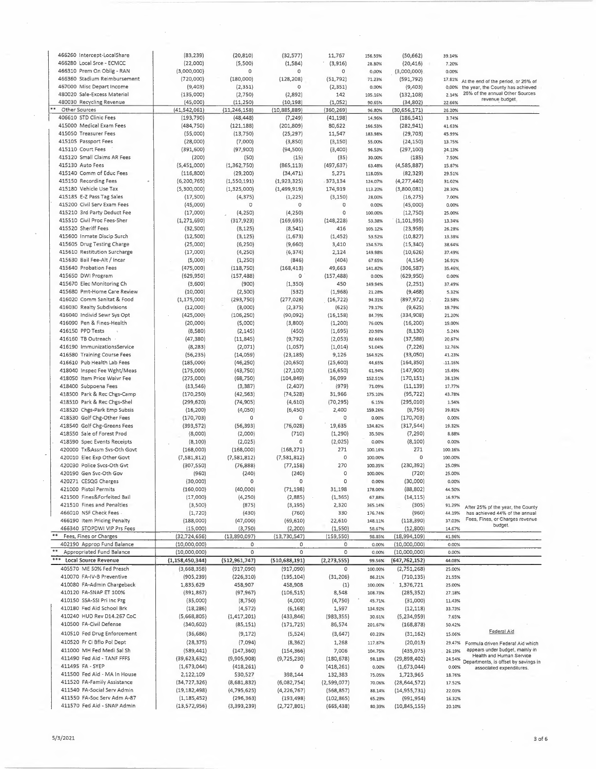| Account | Annual Budget | YTD Budget | YTD Actual | Variance | % | Remaining | % | Notes |
|---|---|---|---|---|---|---|---|---|
| 466260 Intercept-LocalShare | (83,239) | (20,810) | (32,577) | 11,767 | 156.55% | (50,662) | 39.14% | |
| 466280 Local Srce - ECMCC | (22,000) | (5,500) | (1,584) | (3,916) | 28.80% | (20,416) | 7.20% | |
| 466310 Prem On Oblig - RAN | (3,000,000) | 0 | 0 | 0 | 0.00% | (3,000,000) | 0.00% | |
| 466360 Stadium Reimbursement | (720,000) | (180,000) | (128,208) | (51,792) | 71.23% | (591,792) | 17.81% | At the end of the period, or 25% of the year, the County has achieved 26% of the annual Other Sources revenue budget. |
| 467000 Misc Depart Income | (9,403) | (2,351) | 0 | (2,351) | 0.00% | (9,403) | 0.00% | |
| 480020 Sale-Excess Material | (135,000) | (2,750) | (2,892) | 142 | 105.16% | (132,108) | 2.14% | |
| 480030 Recycling Revenue | (45,000) | (11,250) | (10,198) | (1,052) | 90.65% | (34,802) | 22.66% | |
| ** Other Sources | (41,542,061) | (11,246,158) | (10,885,889) | (360,269) | 96.80% | (30,656,171) | 26.20% | |
| 406610 STD Clinic Fees | (193,790) | (48,448) | (7,249) | (41,198) | 14.96% | (186,541) | 3.74% | |
| 415000 Medical Exam Fees | (484,750) | (121,188) | (201,809) | 80,622 | 166.53% | (282,941) | 41.63% | |
| 415050 Treasurer Fees | (55,000) | (13,750) | (25,297) | 11,547 | 183.98% | (29,703) | 45.99% | |
| 415105 Passport Fees | (28,000) | (7,000) | (3,850) | (3,150) | 55.00% | (24,150) | 13.75% | |
| 415110 Court Fees | (391,600) | (97,900) | (94,500) | (3,400) | 96.53% | (297,100) | 24.13% | |
| 415120 Small Claims AR Fees | (200) | (50) | (15) | (35) | 30.00% | (185) | 7.50% | |
| 415130 Auto Fees | (5,451,000) | (1,362,750) | (865,113) | (497,637) | 63.48% | (4,585,887) | 15.87% | |
| 415140 Comm of Educ Fees | (116,800) | (29,200) | (34,471) | 5,271 | 118.05% | (82,329) | 29.51% | |
| 415150 Recording Fees | (6,200,765) | (1,550,191) | (1,923,325) | 373,134 | 124.07% | (4,277,440) | 31.02% | |
| 415180 Vehicle Use Tax | (5,300,000) | (1,325,000) | (1,499,919) | 174,919 | 113.20% | (3,800,081) | 28.30% | |
| 415185 E-Z Pass Tag Sales | (17,500) | (4,375) | (1,225) | (3,150) | 28.00% | (16,275) | 7.00% | |
| 415200 Civil Serv Exam Fees | (45,000) | 0 | 0 | 0 | 0.00% | (45,000) | 0.00% | |
| 415210 3rd Party Deduct Fee | (17,000) | (4,250) | (4,250) | 0 | 100.00% | (12,750) | 25.00% | |
| 415510 Civil Proc Fees-Sher | (1,271,690) | (317,923) | (169,695) | (148,228) | 53.38% | (1,101,995) | 13.34% | |
| 415520 Sheriff Fees | (32,500) | (8,125) | (8,541) | 416 | 105.12% | (23,959) | 26.28% | |
| 415600 Inmate Discip Surch | (12,500) | (3,125) | (1,673) | (1,452) | 53.52% | (10,827) | 13.38% | |
| 415605 Drug Testing Charge | (25,000) | (6,250) | (9,660) | 3,410 | 154.57% | (15,340) | 38.64% | |
| 415610 Restitution Surcharge | (17,000) | (4,250) | (6,374) | 2,124 | 149.98% | (10,626) | 37.49% | |
| 415630 Bail Fee-Alt / Incar | (5,000) | (1,250) | (846) | (404) | 67.65% | (4,154) | 16.91% | |
| 415640 Probation Fees | (475,000) | (118,750) | (168,413) | 49,663 | 141.82% | (306,587) | 35.46% | |
| 415650 DWI Program | (629,950) | (157,488) | 0 | (157,488) | 0.00% | (629,950) | 0.00% | |
| 415670 Elec Monitoring Ch | (3,600) | (900) | (1,350) | 450 | 149.94% | (2,251) | 37.49% | |
| 415680 Pmt-Home Care Review | (10,000) | (2,500) | (532) | (1,968) | 21.28% | (9,468) | 5.32% | |
| 416020 Comm Sanitat & Food | (1,175,000) | (293,750) | (277,028) | (16,722) | 94.31% | (897,972) | 23.58% | |
| 416030 Realty Subdivisions | (12,000) | (3,000) | (2,375) | (625) | 79.17% | (9,625) | 19.79% | |
| 416040 Individ Sewr Sys Opt | (425,000) | (106,250) | (90,092) | (16,158) | 84.79% | (334,908) | 21.20% | |
| 416090 Pen & Fines-Health | (20,000) | (5,000) | (3,800) | (1,200) | 76.00% | (16,200) | 19.00% | |
| 416150 PPD Tests | (8,580) | (2,145) | (450) | (1,695) | 20.98% | (8,130) | 5.24% | |
| 416160 TB Outreach | (47,380) | (11,845) | (9,792) | (2,053) | 82.66% | (37,588) | 20.67% | |
| 416190 ImmunizationsService | (8,283) | (2,071) | (1,057) | (1,014) | 51.04% | (7,226) | 12.76% | |
| 416580 Training Course Fees | (56,235) | (14,059) | (23,185) | 9,126 | 164.92% | (33,050) | 41.23% | |
| 416610 Pub Health Lab Fees | (185,000) | (46,250) | (20,650) | (25,600) | 44.65% | (164,350) | 11.16% | |
| 418040 Inspec Fee Wght/Meas | (175,000) | (43,750) | (27,100) | (16,650) | 61.94% | (147,900) | 15.49% | |
| 418050 Item Price Waivr Fee | (275,000) | (68,750) | (104,849) | 36,099 | 152.51% | (170,151) | 38.13% | |
| 418400 Subpoena Fees | (13,546) | (3,387) | (2,407) | (979) | 71.09% | (11,139) | 17.77% | |
| 418500 Park & Rec Chgs-Camp | (170,250) | (42,563) | (74,528) | 31,966 | 175.10% | (95,722) | 43.78% | |
| 418510 Park & Rec Chgs-Shel | (299,620) | (74,905) | (4,610) | (70,295) | 6.15% | (295,010) | 1.54% | |
| 418520 Chgs-Park Emp Subsis | (16,200) | (4,050) | (6,450) | 2,400 | 159.26% | (9,750) | 39.81% | |
| 418530 Golf Chg-Other Fees | (170,703) | 0 | 0 | 0 | 0.00% | (170,703) | 0.00% | |
| 418540 Golf Chg-Greens Fees | (393,572) | (56,393) | (76,028) | 19,635 | 134.82% | (317,544) | 19.32% | |
| 418550 Sale of Forest Prod | (8,000) | (2,000) | (710) | (1,290) | 35.50% | (7,290) | 8.88% | |
| 418590 Spec Events Receipts | (8,100) | (2,025) | 0 | (2,025) | 0.00% | (8,100) | 0.00% | |
| 420000 Tx&Assm Svs-Oth Govt | (168,000) | (168,000) | (168,271) | 271 | 100.16% | 271 | 100.16% | |
| 420010 Elec Exp Other Govt | (7,581,812) | (7,581,812) | (7,581,812) | 0 | 100.00% | 0 | 100.00% | |
| 420030 Police Svcs-Oth Gvt | (307,550) | (76,888) | (77,158) | 270 | 100.35% | (230,392) | 25.09% | |
| 420190 Gen Svc-Oth Gov | (960) | (240) | (240) | 0 | 100.00% | (720) | 25.00% | |
| 420271 CESQG Charges | (30,000) | 0 | 0 | 0 | 0.00% | (30,000) | 0.00% | |
| 421000 Pistol Permits | (160,000) | (40,000) | (71,198) | 31,198 | 178.00% | (88,802) | 44.50% | |
| 421500 Fines&Forfeited Bail | (17,000) | (4,250) | (2,885) | (1,365) | 67.88% | (14,115) | 16.97% | |
| 421510 Fines and Penalties | (3,500) | (875) | (3,195) | 2,320 | 365.14% | (305) | 91.29% | After 25% of the year, the County has achieved 44% of the annual Fees, Fines, or Charges revenue budget. |
| 466010 NSF Check Fees | (1,720) | (430) | (760) | 330 | 176.74% | (960) | 44.19% | |
| 466190 Item Pricing Penalty | (188,000) | (47,000) | (69,610) | 22,610 | 148.11% | (118,390) | 37.03% | |
| 466340 STOPDWI VIP Prs Fees | (15,000) | (3,750) | (2,200) | (1,550) | 58.67% | (12,800) | 14.67% | |
| ** Fees, Fines or Charges | (32,724,656) | (13,890,097) | (13,730,547) | (159,550) | 98.85% | (18,994,109) | 41.96% | |
| 402190 Approp Fund Balance | (10,000,000) | 0 | 0 | 0 | 0.00% | (10,000,000) | 0.00% | |
| ** Appropriated Fund Balance | (10,000,000) | 0 | 0 | 0 | 0.00% | (10,000,000) | 0.00% | |
| *** Local Source Revenue | (1,158,450,344) | (512,961,747) | (510,688,191) | (2,273,555) | 99.56% | (647,762,152) | 44.08% | |
| 405570 ME 50% Fed Presch | (3,668,358) | (917,090) | (917,090) | 0 | 100.00% | (2,751,268) | 25.00% | |
| 410070 FA-IV-B Preventive | (905,239) | (226,310) | (195,104) | (31,206) | 86.21% | (710,135) | 21.55% | |
| 410080 FA-Admin Chargeback | 1,835,629 | 458,907 | 458,908 | (1) | 100.00% | 1,376,721 | 25.00% | |
| 410120 FA-SNAP ET 100% | (391,867) | (97,967) | (106,515) | 8,548 | 108.73% | (285,352) | 27.18% | |
| 410150 SSA-SSI Pri Inc Prg | (35,000) | (8,750) | (4,000) | (4,750) | 45.71% | (31,000) | 11.43% | |
| 410180 Fed Aid School Brk | (18,286) | (4,572) | (6,168) | 1,597 | 134.92% | (12,118) | 33.73% | |
| 410240 HUD Rev D14.267 CoC | (5,668,805) | (1,417,201) | (433,846) | (983,355) | 30.61% | (5,234,959) | 7.65% | |
| 410500 FA-Civil Defense | (340,602) | (85,151) | (171,725) | 86,574 | 201.67% | (168,878) | 50.42% | |
| 410510 Fed Drug Enforcement | (36,686) | (9,172) | (5,524) | (3,647) | 60.23% | (31,162) | 15.06% | Federal Aid |
| 410520 Fr Ci Bflo Pol Dept | (28,375) | (7,094) | (8,362) | 1,268 | 117.87% | (20,013) | 29.47% | Formula driven Federal Aid which appears under budget, mainly in Health and Human Service Departments, is offset by savings in associated expenditures. |
| 411000 MH Fed Medi Sal Sh | (589,441) | (147,360) | (154,366) | 7,006 | 104.75% | (435,075) | 26.19% | |
| 411490 Fed Aid - TANF FFFS | (39,623,632) | (9,905,908) | (9,725,230) | (180,678) | 98.18% | (29,898,402) | 24.54% | |
| 411495 FA - SYEP | (1,673,044) | (418,261) | 0 | (418,261) | 0.00% | (1,673,044) | 0.00% | |
| 411500 Fed Aid - MA In House | 2,122,109 | 530,527 | 398,144 | 132,383 | 75.05% | 1,723,965 | 18.76% | |
| 411520 FA-Family Assistance | (34,727,326) | (8,681,832) | (6,082,754) | (2,599,077) | 70.06% | (28,644,572) | 17.52% | |
| 411540 FA-Social Serv Admin | (19,182,498) | (4,795,625) | (4,226,767) | (568,857) | 88.14% | (14,955,731) | 22.03% | |
| 411550 FA-Soc Serv Adm A-87 | (1,185,452) | (296,363) | (193,498) | (102,865) | 65.29% | (991,954) | 16.32% | |
| 411570 Fed Aid - SNAP Admin | (13,572,956) | (3,393,239) | (2,727,801) | (665,438) | 80.39% | (10,845,155) | 20.10% | |

5/3/2021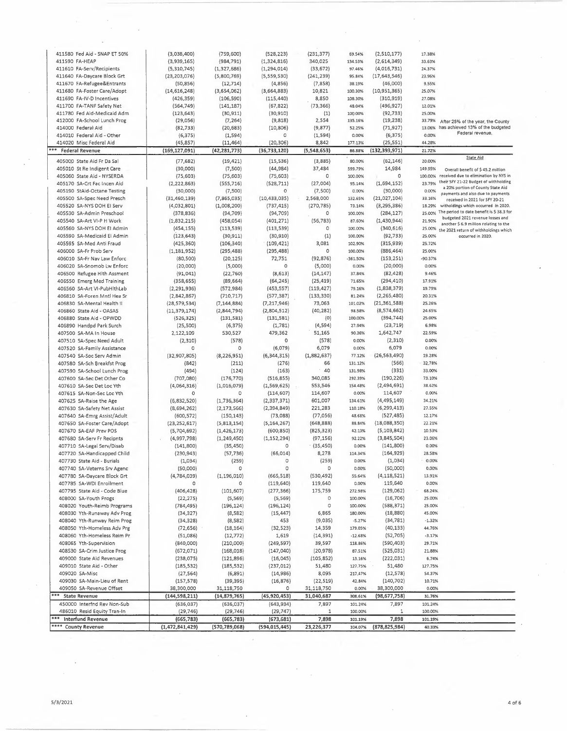| Account | Col 1 | Col 2 | Col 3 | Col 4 | Col 5 | Col 6 | Col 7 | Notes |
|---|---|---|---|---|---|---|---|---|
| 411580 Fed Aid - SNAP ET 50% | (3,038,400) | (759,600) | (528,223) | (231,377) | 69.54% | (2,510,177) | 17.38% | |
| 411590 FA-HEAP | (3,939,165) | (984,791) | (1,324,816) | 340,025 | 134.53% | (2,614,349) | 33.63% | |
| 411610 FA-Serv/Recipients | (5,310,745) | (1,327,686) | (1,294,014) | (33,672) | 97.46% | (4,016,731) | 24.37% | |
| 411640 FA-Daycare Block Grt | (23,203,076) | (5,800,769) | (5,559,530) | (241,239) | 95.84% | (17,643,546) | 23.96% | |
| 411670 FA-Refugee&Entrants | (50,856) | (12,714) | (4,856) | (7,858) | 38.19% | (46,000) | 9.55% | |
| 411680 FA-Foster Care/Adopt | (14,616,248) | (3,654,062) | (3,664,883) | 10,821 | 100.30% | (10,951,365) | 25.07% | |
| 411690 FA-IV-D Incentives | (426,359) | (106,590) | (115,440) | 8,850 | 108.30% | (310,919) | 27.08% | |
| 411700 FA-TANF Safety Net | (564,749) | (141,187) | (67,822) | (73,366) | 48.04% | (496,927) | 12.01% | |
| 411780 Fed Aid-Medicaid Adm | (123,643) | (30,911) | (30,910) | (1) | 100.00% | (92,733) | 25.00% | |
| 412000 FA-School Lunch Prog | (29,056) | (7,264) | (9,818) | 2,554 | 135.16% | (19,238) | 33.79% | After 25% of the year, the County has achieved 13% of the budgeted Federal revenue. |
| 414000 Federal Aid | (82,733) | (20,683) | (10,806) | (9,877) | 52.25% | (71,927) | 13.06% | |
| 414010 Federal Aid - Other | (6,375) | (1,594) | 0 | (1,594) | 0.00% | (6,375) | 0.00% | |
| 414020 Misc Federal Aid | (45,857) | (11,464) | (20,306) | 8,842 | 177.13% | (25,551) | 44.28% | |
| *** Federal Revenue | (169,127,091) | (42,281,773) | (36,733,120) | (5,548,653) | 86.88% | (132,393,971) | 21.72% | |
| 405000 State Aid Fr Da Sal | (77,682) | (19,421) | (15,536) | (3,885) | 80.00% | (62,146) | 20.00% | **State Aid** |
| 405010 St Re Indigent Care | (30,000) | (7,500) | (44,984) | 37,484 | 599.79% | 14,984 | 149.95% | Overall benefit of $ 45.2 million received due to elimination by NYS in their SFY 21-22 Budget of withholding a 20% portion of County State Aid payments and also due to payments received in 2021 for SFY 20-21 withholdings which occurred in 2020. The period to date benefit is $ 38.3 for budgeted 2021 revenue losses and another $ 6.9 million relating to the 2021 return of withholdings which occurred in 2020. |
| 405060 State Aid - NYSERDA | (75,603) | (75,603) | (75,603) | 0 | 100.00% | 0 | 100.00% | |
| 405170 SA-Crt Fac Incen Aid | (2,222,863) | (555,716) | (528,711) | (27,004) | 95.14% | (1,694,152) | 23.79% | |
| 405190 StAid-Octane Testing | (30,000) | (7,500) | 0 | (7,500) | 0.00% | (30,000) | 0.00% | |
| 405500 SA-Spec Need Presch | (31,460,139) | (7,865,035) | (10,433,035) | 2,568,000 | 132.65% | (21,027,104) | 33.16% | |
| 405520 SA-NYS DOH EI Serv | (4,032,801) | (1,008,200) | (737,415) | (270,785) | 73.14% | (3,295,386) | 18.29% | |
| 405530 SA-Admin Preschool | (378,836) | (94,709) | (94,709) | 0 | 100.00% | (284,127) | 25.00% | |
| 405540 SA-Art VI-P H Work | (1,832,215) | (458,054) | (401,271) | (56,783) | 87.60% | (1,430,944) | 21.90% | |
| 405560 SA-NYS DOH EI Admin | (454,155) | (113,539) | (113,539) | 0 | 100.00% | (340,616) | 25.00% | |
| 405590 SA-Medicaid EI Admin | (123,643) | (30,911) | (30,910) | (1) | 100.00% | (92,733) | 25.00% | |
| 405595 SA-Med Anti Fraud | (425,360) | (106,340) | (109,421) | 3,081 | 102.90% | (315,939) | 25.72% | |
| 406000 SA-Fr Prob Serv | (1,181,952) | (295,488) | (295,488) | 0 | 100.00% | (886,464) | 25.00% | |
| 406010 SA-Fr Nav Law Enforc | (80,500) | (20,125) | 72,751 | (92,876) | -361.50% | (153,251) | -90.37% | |
| 406020 SA-Snomob Lw Enforc | (20,000) | (5,000) | 0 | (5,000) | 0.00% | (20,000) | 0.00% | |
| 406500 Refugee Hlth Assment | (91,041) | (22,760) | (8,613) | (14,147) | 37.84% | (82,428) | 9.46% | |
| 406550 Emerg Med Training | (358,655) | (89,664) | (64,245) | (25,419) | 71.65% | (294,410) | 17.91% | |
| 406560 SA-Art VI-PubHlthLab | (2,291,936) | (572,984) | (453,557) | (119,427) | 79.16% | (1,838,379) | 19.79% | |
| 406810 SA-Foren Mntl Hea Sr | (2,842,867) | (710,717) | (577,387) | (133,330) | 81.24% | (2,265,480) | 20.31% | |
| 406830 SA-Mental Health II | (28,579,534) | (7,144,884) | (7,217,946) | 73,063 | 101.02% | (21,361,588) | 25.26% | |
| 406860 State Aid - OASAS | (11,379,174) | (2,844,794) | (2,804,512) | (40,282) | 98.58% | (8,574,662) | 24.65% | |
| 406880 State Aid - OPWDD | (526,325) | (131,581) | (131,581) | (0) | 100.00% | (394,744) | 25.00% | |
| 406890 Handpd Park Surch | (25,500) | (6,375) | (1,781) | (4,594) | 27.94% | (23,719) | 6.98% | |
| 407500 SA-MA In House | 2,122,109 | 530,527 | 479,362 | 51,165 | 90.36% | 1,642,747 | 22.59% | |
| 407510 SA-Spec Need Adult | (2,310) | (578) | 0 | (578) | 0.00% | (2,310) | 0.00% | |
| 407520 SA-Family Assistance | 0 | 0 | (6,079) | 6,079 | 0.00% | 6,079 | 0.00% | |
| 407540 SA-Soc Serv Admin | (32,907,805) | (8,226,951) | (6,344,315) | (1,882,637) | 77.12% | (26,563,490) | 19.28% | |
| 407580 SA-Sch Breakfst Prog | (842) | (211) | (276) | 66 | 131.12% | (566) | 32.78% | |
| 407590 SA-School Lunch Prog | (494) | (124) | (163) | 40 | 131.98% | (331) | 33.00% | |
| 407600 SA-Sec Det Other Co | (707,080) | (176,770) | (516,855) | 340,085 | 292.39% | (190,226) | 73.10% | |
| 407610 SA-Sec Det Loc Yth | (4,064,316) | (1,016,079) | (1,569,625) | 553,546 | 154.48% | (2,494,691) | 38.62% | |
| 407615 SA-Non-Sec Loc Yth | 0 | 0 | (114,607) | 114,607 | 0.00% | 114,607 | 0.00% | |
| 407625 SA-Raise the Age | (6,832,520) | (1,736,364) | (2,337,371) | 601,007 | 134.61% | (4,495,149) | 34.21% | |
| 407630 SA-Safety Net Assist | (8,694,262) | (2,173,566) | (2,394,849) | 221,283 | 110.18% | (6,299,413) | 27.55% | |
| 407640 SA-Emrg Assist/Adult | (600,572) | (150,143) | (73,088) | (77,056) | 48.68% | (527,485) | 12.17% | |
| 407650 SA-Foster Care/Adopt | (23,252,617) | (5,813,154) | (5,164,267) | (648,888) | 88.84% | (18,088,350) | 22.21% | |
| 407670 SA-EAF Prev POS | (5,704,692) | (1,426,173) | (600,850) | (825,323) | 42.13% | (5,103,842) | 10.53% | |
| 407680 SA-Serv Fr Recipnts | (4,997,798) | (1,249,450) | (1,152,294) | (97,156) | 92.22% | (3,845,504) | 23.06% | |
| 407710 SA-Legal Serv/Disab | (141,800) | (35,450) | 0 | (35,450) | 0.00% | (141,800) | 0.00% | |
| 407720 SA-Handicapped Child | (230,943) | (57,736) | (66,014) | 8,278 | 114.34% | (164,929) | 28.58% | |
| 407730 State Aid - Burials | (1,034) | (259) | 0 | (259) | 0.00% | (1,034) | 0.00% | |
| 407740 SA-Veterns Srv Agenc | (50,000) | 0 | 0 | 0 | 0.00% | (50,000) | 0.00% | |
| 407780 SA-Daycare Block Grt | (4,784,039) | (1,196,010) | (665,518) | (530,492) | 55.64% | (4,118,521) | 13.91% | |
| 407785 SA-WDI Enrollment | 0 | 0 | (119,640) | 119,640 | 0.00% | 119,640 | 0.00% | |
| 407795 State Aid - Code Blue | (406,428) | (101,607) | (277,366) | 175,759 | 272.98% | (129,062) | 68.24% | |
| 408000 SA-Youth Progs | (22,275) | (5,569) | (5,569) | 0 | 100.00% | (16,706) | 25.00% | |
| 408020 Youth-Reimb Programs | (784,495) | (196,124) | (196,124) | 0 | 100.00% | (588,371) | 25.00% | |
| 408030 Yth-Runaway Adv Prog | (34,327) | (8,582) | (15,447) | 6,865 | 180.00% | (18,880) | 45.00% | |
| 408040 Yth-Runway Reim Prog | (34,328) | (8,582) | 453 | (9,035) | -5.27% | (34,781) | -1.32% | |
| 408050 Yth-Homeless Adv Prg | (72,656) | (18,164) | (32,523) | 14,359 | 179.05% | (40,133) | 44.76% | |
| 408060 Yth-Homeless Reim Pr | (51,086) | (12,772) | 1,619 | (14,391) | -12.68% | (52,705) | -3.17% | |
| 408065 Yth-Supervision | (840,000) | (210,000) | (249,597) | 39,597 | 118.86% | (590,403) | 29.71% | |
| 408530 SA-Crim Justice Prog | (672,071) | (168,018) | (147,040) | (20,978) | 87.51% | (525,031) | 21.88% | |
| 409000 State Aid Revenues | (238,075) | (121,896) | (16,045) | (105,852) | 13.16% | (222,031) | 6.74% | |
| 409010 State Aid - Other | (185,532) | (185,532) | (237,012) | 51,480 | 127.75% | 51,480 | 127.75% | |
| 409020 SA-Misc | (27,564) | (6,891) | (14,986) | 8,095 | 217.47% | (12,578) | 54.37% | |
| 409030 SA-Main-Lieu of Rent | (157,578) | (39,395) | (16,876) | (22,519) | 42.84% | (140,702) | 10.71% | |
| 409050 SA-Revenue Offset | 38,300,000 | 31,118,750 | 0 | 31,118,750 | 0.00% | 38,300,000 | 0.00% | |
| *** State Revenue | (144,598,211) | (14,879,765) | (45,920,453) | 31,040,687 | 308.61% | (98,677,758) | 31.76% | |
| 450000 Interfnd Rev Non-Sub | (636,037) | (636,037) | (643,934) | 7,897 | 101.24% | 7,897 | 101.24% | |
| 486010 Resid Equity Tran-In | (29,746) | (29,746) | (29,747) | 1 | 100.00% | 1 | 100.00% | |
| *** Interfund Revenue | (665,783) | (665,783) | (673,681) | 7,898 | 101.19% | 7,898 | 101.19% | |
| **** County Revenue | (1,472,841,429) | (570,789,068) | (594,015,445) | 23,226,377 | 104.07% | (878,825,984) | 40.33% | |

5/3/2021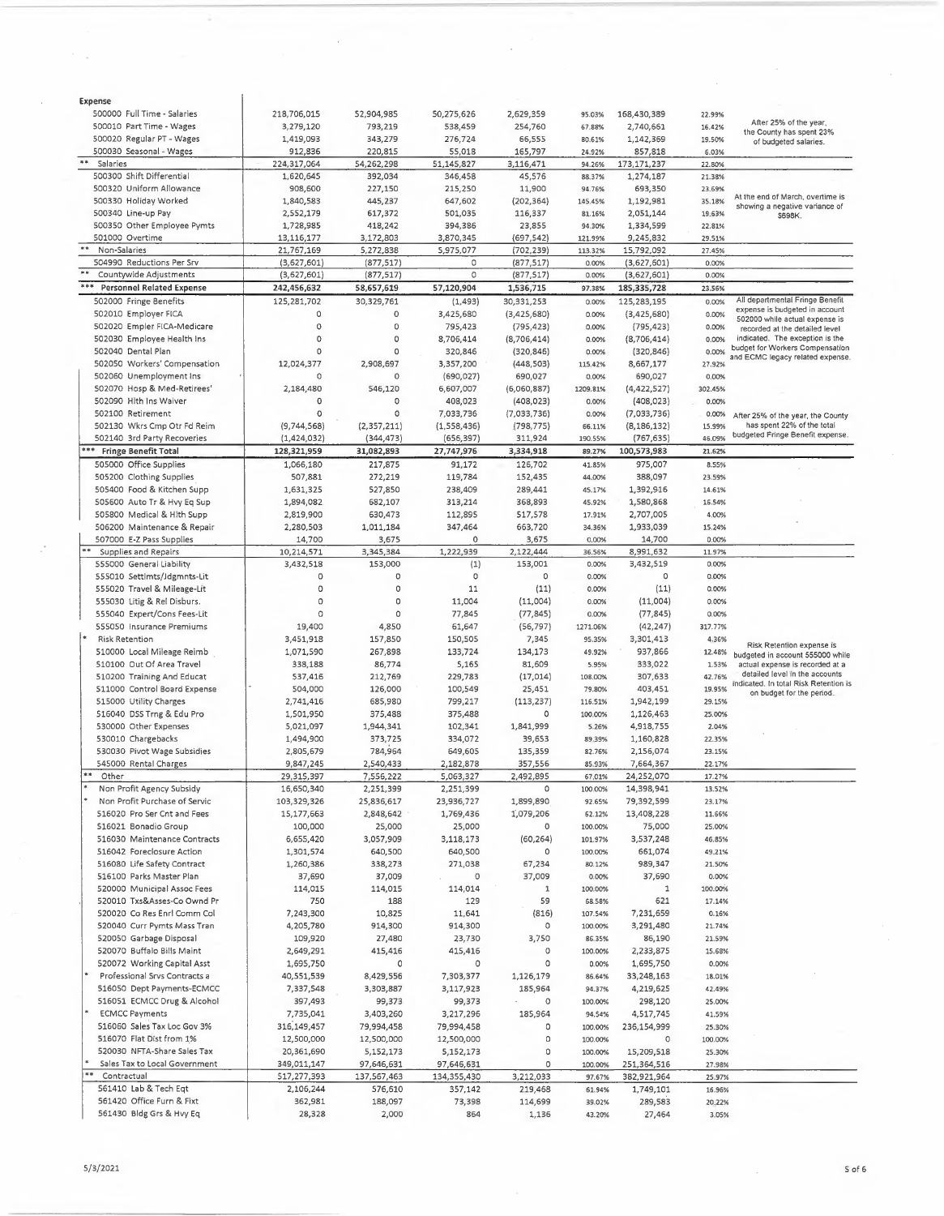| Expense | | | | | | | | |
|---|---|---|---|---|---|---|---|---|
| 500000 Full Time - Salaries | 218,706,015 | 52,904,985 | 50,275,626 | 2,629,359 | 95.03% | 168,430,389 | 22.99% | After 25% of the year, the County has spent 23% of budgeted salaries. |
| 500010 Part Time - Wages | 3,279,120 | 793,219 | 538,459 | 254,760 | 67.88% | 2,740,661 | 16.42% | |
| 500020 Regular PT - Wages | 1,419,093 | 343,279 | 276,724 | 66,555 | 80.61% | 1,142,369 | 19.50% | |
| 500030 Seasonal - Wages | 912,836 | 220,815 | 55,018 | 165,797 | 24.92% | 857,818 | 6.03% | |
| ** Salaries | 224,317,064 | 54,262,298 | 51,145,827 | 3,116,471 | 94.26% | 173,171,237 | 22.80% | |
| 500300 Shift Differential | 1,620,645 | 392,034 | 346,458 | 45,576 | 88.37% | 1,274,187 | 21.38% | At the end of March, overtime is showing a negative variance of $698K. |
| 500320 Uniform Allowance | 908,600 | 227,150 | 215,250 | 11,900 | 94.76% | 693,350 | 23.69% | |
| 500330 Holiday Worked | 1,840,583 | 445,237 | 647,602 | (202,364) | 145.45% | 1,192,981 | 35.18% | |
| 500340 Line-up Pay | 2,552,179 | 617,372 | 501,035 | 116,337 | 81.16% | 2,051,144 | 19.63% | |
| 500350 Other Employee Pymts | 1,728,985 | 418,242 | 394,386 | 23,855 | 94.30% | 1,334,599 | 22.81% | |
| 501000 Overtime | 13,116,177 | 3,172,803 | 3,870,345 | (697,542) | 121.99% | 9,245,832 | 29.51% | |
| ** Non-Salaries | 21,767,169 | 5,272,838 | 5,975,077 | (702,239) | 113.32% | 15,792,092 | 27.45% | |
| 504990 Reductions Per Srv | (3,627,601) | (877,517) | 0 | (877,517) | 0.00% | (3,627,601) | 0.00% | |
| ** Countywide Adjustments | (3,627,601) | (877,517) | 0 | (877,517) | 0.00% | (3,627,601) | 0.00% | |
| *** Personnel Related Expense | 242,456,632 | 58,657,619 | 57,120,904 | 1,536,715 | 97.38% | 185,335,728 | 23.56% | |
| 502000 Fringe Benefits | 125,281,702 | 30,329,761 | (1,493) | 30,331,253 | 0.00% | 125,283,195 | 0.00% | All departmental Fringe Benefit expense is budgeted in account 502000 while actual expense is recorded at the detailed level indicated. The exception is the budget for Workers Compensation and ECMC legacy related expense. |
| 502010 Employer FICA | 0 | 0 | 3,425,680 | (3,425,680) | 0.00% | (3,425,680) | 0.00% | |
| 502020 Emplor FICA-Medicare | 0 | 0 | 795,423 | (795,423) | 0.00% | (795,423) | 0.00% | |
| 502030 Employee Health Ins | 0 | 0 | 8,706,414 | (8,706,414) | 0.00% | (8,706,414) | 0.00% | |
| 502040 Dental Plan | 0 | 0 | 320,846 | (320,846) | 0.00% | (320,846) | 0.00% | |
| 502050 Workers' Compensation | 12,024,377 | 2,908,697 | 3,357,200 | (448,503) | 115.42% | 8,667,177 | 27.92% | |
| 502060 Unemployment Ins | 0 | 0 | (690,027) | 690,027 | 0.00% | 690,027 | 0.00% | |
| 502070 Hosp & Med-Retirees' | 2,184,480 | 546,120 | 6,607,007 | (6,060,887) | 1209.81% | (4,422,527) | 302.45% | |
| 502090 Hlth Ins Waiver | 0 | 0 | 408,023 | (408,023) | 0.00% | (408,023) | 0.00% | |
| 502100 Retirement | 0 | 0 | 7,033,736 | (7,033,736) | 0.00% | (7,033,736) | 0.00% | After 25% of the year, the County has spent 22% of the total budgeted Fringe Benefit expense. |
| 502130 Wkrs Cmp Otr Fd Reim | (9,744,568) | (2,357,211) | (1,558,436) | (798,775) | 66.11% | (8,186,132) | 15.99% | |
| 502140 3rd Party Recoveries | (1,424,032) | (344,473) | (656,397) | 311,924 | 190.55% | (767,635) | 46.09% | |
| *** Fringe Benefit Total | 128,321,959 | 31,082,893 | 27,747,976 | 3,334,918 | 89.27% | 100,573,983 | 21.62% | |
| 505000 Office Supplies | 1,066,180 | 217,875 | 91,172 | 126,702 | 41.85% | 975,007 | 8.55% | |
| 505200 Clothing Supplies | 507,881 | 272,219 | 119,784 | 152,435 | 44.00% | 388,097 | 23.59% | |
| 505400 Food & Kitchen Supp | 1,631,325 | 527,850 | 238,409 | 289,441 | 45.17% | 1,392,916 | 14.61% | |
| 505600 Auto Tr & Hvy Eq Sup | 1,894,082 | 682,107 | 313,214 | 368,893 | 45.92% | 1,580,868 | 16.54% | |
| 505800 Medical & Hlth Supp | 2,819,900 | 630,473 | 112,895 | 517,578 | 17.91% | 2,707,005 | 4.00% | |
| 506200 Maintenance & Repair | 2,280,503 | 1,011,184 | 347,464 | 663,720 | 34.36% | 1,933,039 | 15.24% | |
| 507000 E-Z Pass Supplies | 14,700 | 3,675 | 0 | 3,675 | 0.00% | 14,700 | 0.00% | |
| ** Supplies and Repairs | 10,214,571 | 3,345,384 | 1,222,939 | 2,122,444 | 36.56% | 8,991,632 | 11.97% | |
| 555000 General Liability | 3,432,518 | 153,000 | (1) | 153,001 | 0.00% | 3,432,519 | 0.00% | |
| 555010 Settlmts/Jdgmnts-Lit | 0 | 0 | 0 | 0 | 0.00% | 0 | 0.00% | |
| 555020 Travel & Mileage-Lit | 0 | 0 | 11 | (11) | 0.00% | (11) | 0.00% | |
| 555030 Litig & Rel Disburs. | 0 | 0 | 11,004 | (11,004) | 0.00% | (11,004) | 0.00% | |
| 555040 Expert/Cons Fees-Lit | 0 | 0 | 77,845 | (77,845) | 0.00% | (77,845) | 0.00% | |
| 555050 Insurance Premiums | 19,400 | 4,850 | 61,647 | (56,797) | 1271.06% | (42,247) | 317.77% | |
| * Risk Retention | 3,451,918 | 157,850 | 150,505 | 7,345 | 95.35% | 3,301,413 | 4.36% | Risk Retention expense is budgeted in account 555000 while actual expense is recorded at a detailed level in the accounts indicated. In total Risk Retention is on budget for the period. |
| 510000 Local Mileage Reimb | 1,071,590 | 267,898 | 133,724 | 134,173 | 49.92% | 937,866 | 12.48% | |
| 510100 Out Of Area Travel | 338,188 | 86,774 | 5,165 | 81,609 | 5.95% | 333,022 | 1.53% | |
| 510200 Training And Educat | 537,416 | 212,769 | 229,783 | (17,014) | 108.00% | 307,633 | 42.76% | |
| 511000 Control Board Expense | 504,000 | 126,000 | 100,549 | 25,451 | 79.80% | 403,451 | 19.95% | |
| 515000 Utility Charges | 2,741,416 | 685,980 | 799,217 | (113,237) | 116.51% | 1,942,199 | 29.15% | |
| 516040 DSS Trng & Edu Pro | 1,501,950 | 375,488 | 375,488 | 0 | 100.00% | 1,126,463 | 25.00% | |
| 530000 Other Expenses | 5,021,097 | 1,944,341 | 102,341 | 1,841,999 | 5.26% | 4,918,755 | 2.04% | |
| 530010 Chargebacks | 1,494,900 | 373,725 | 334,072 | 39,653 | 89.39% | 1,160,828 | 22.35% | |
| 530030 Pivot Wage Subsidies | 2,805,679 | 784,964 | 649,605 | 135,359 | 82.76% | 2,156,074 | 23.15% | |
| 545000 Rental Charges | 9,847,245 | 2,540,433 | 2,182,878 | 357,556 | 85.93% | 7,664,367 | 22.17% | |
| ** Other | 29,315,397 | 7,556,222 | 5,063,327 | 2,492,895 | 67.01% | 24,252,070 | 17.27% | |
| * Non Profit Agency Subsidy | 16,650,340 | 2,251,399 | 2,251,399 | 0 | 100.00% | 14,398,941 | 13.52% | |
| * Non Profit Purchase of Servic | 103,329,326 | 25,836,617 | 23,936,727 | 1,899,890 | 92.65% | 79,392,599 | 23.17% | |
| 516020 Pro Ser Cnt and Fees | 15,177,663 | 2,848,642 | 1,769,436 | 1,079,206 | 62.12% | 13,408,228 | 11.66% | |
| 516021 Bonadio Group | 100,000 | 25,000 | 25,000 | 0 | 100.00% | 75,000 | 25.00% | |
| 516030 Maintenance Contracts | 6,655,420 | 3,057,909 | 3,118,173 | (60,264) | 101.97% | 3,537,248 | 46.85% | |
| 516042 Foreclosure Action | 1,301,574 | 640,500 | 640,500 | 0 | 100.00% | 661,074 | 49.21% | |
| 516080 Life Safety Contract | 1,260,386 | 338,273 | 271,038 | 67,234 | 80.12% | 989,347 | 21.50% | |
| 516100 Parks Master Plan | 37,690 | 37,009 | 0 | 37,009 | 0.00% | 37,690 | 0.00% | |
| 520000 Municipal Assoc Fees | 114,015 | 114,015 | 114,014 | 1 | 100.00% | 1 | 100.00% | |
| 520010 Txs&Asses-Co Ownd Pr | 750 | 188 | 129 | 59 | 68.58% | 621 | 17.14% | |
| 520020 Co Res Enrl Comm Col | 7,243,300 | 10,825 | 11,641 | (816) | 107.54% | 7,231,659 | 0.16% | |
| 520040 Curr Pymts Mass Tran | 4,205,780 | 914,300 | 914,300 | 0 | 100.00% | 3,291,480 | 21.74% | |
| 520050 Garbage Disposal | 109,920 | 27,480 | 23,730 | 3,750 | 86.35% | 86,190 | 21.59% | |
| 520070 Buffalo Bills Maint | 2,649,291 | 415,416 | 415,416 | 0 | 100.00% | 2,233,875 | 15.68% | |
| 520072 Working Capital Asst | 1,695,750 | 0 | 0 | 0 | 0.00% | 1,695,750 | 0.00% | |
| * Professional Srvs Contracts a | 40,551,539 | 8,429,556 | 7,303,377 | 1,126,179 | 86.64% | 33,248,163 | 18.01% | |
| 516050 Dept Payments-ECMCC | 7,337,548 | 3,303,887 | 3,117,923 | 185,964 | 94.37% | 4,219,625 | 42.49% | |
| 516051 ECMCC Drug & Alcohol | 397,493 | 99,373 | 99,373 | 0 | 100.00% | 298,120 | 25.00% | |
| * ECMCC Payments | 7,735,041 | 3,403,260 | 3,217,296 | 185,964 | 94.54% | 4,517,745 | 41.59% | |
| 516060 Sales Tax Loc Gov 3% | 316,149,457 | 79,994,458 | 79,994,458 | 0 | 100.00% | 236,154,999 | 25.30% | |
| 516070 Flat Dist from 1% | 12,500,000 | 12,500,000 | 12,500,000 | 0 | 100.00% | 0 | 100.00% | |
| 520030 NFTA-Share Sales Tax | 20,361,690 | 5,152,173 | 5,152,173 | 0 | 100.00% | 15,209,518 | 25.30% | |
| * Sales Tax to Local Government | 349,011,147 | 97,646,631 | 97,646,631 | 0 | 100.00% | 251,364,516 | 27.98% | |
| ** Contractual | 517,277,393 | 137,567,463 | 134,355,430 | 3,212,033 | 97.67% | 382,921,964 | 25.97% | |
| 561410 Lab & Tech Eqt | 2,106,244 | 576,610 | 357,142 | 219,468 | 61.94% | 1,749,101 | 16.96% | |
| 561420 Office Furn & Fixt | 362,981 | 188,097 | 73,398 | 114,699 | 39.02% | 289,583 | 20.22% | |
| 561430 Bldg Grs & Hvy Eq | 28,328 | 2,000 | 864 | 1,136 | 43.20% | 27,464 | 3.05% | |

5/3/2021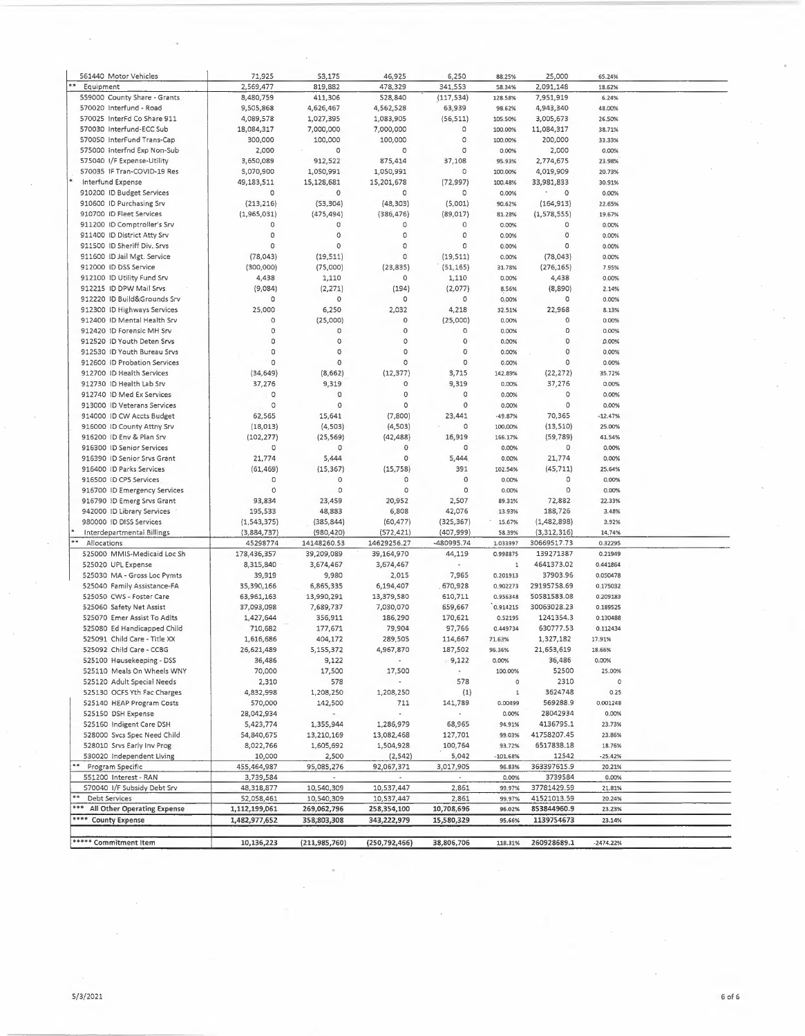| | | | | | | | |
|---|---|---|---|---|---|---|---|
| 561440 Motor Vehicles | 71,925 | 53,175 | 46,925 | 6,250 | 88.25% | 25,000 | 65.24% |
| ** Equipment | 2,569,477 | 819,882 | 478,329 | 341,553 | 58.34% | 2,091,148 | 18.62% |
| 559000 County Share - Grants | 8,480,759 | 411,306 | 528,840 | (117,534) | 128.58% | 7,951,919 | 6.24% |
| 570020 Interfund - Road | 9,505,868 | 4,626,467 | 4,562,528 | 63,939 | 98.62% | 4,943,340 | 48.00% |
| 570025 InterFd Co Share 911 | 4,089,578 | 1,027,395 | 1,083,905 | (56,511) | 105.50% | 3,005,673 | 26.50% |
| 570030 Interfund-ECC Sub | 18,084,317 | 7,000,000 | 7,000,000 | 0 | 100.00% | 11,084,317 | 38.71% |
| 570050 InterFund Trans-Cap | 300,000 | 100,000 | 100,000 | 0 | 100.00% | 200,000 | 33.33% |
| 575000 Interfnd Exp Non-Sub | 2,000 | 0 | 0 | 0 | 0.00% | 2,000 | 0.00% |
| 575040 I/F Expense-Utility | 3,650,089 | 912,522 | 875,414 | 37,108 | 95.93% | 2,774,675 | 23.98% |
| 570035 IF Tran-COVID-19 Res | 5,070,900 | 1,050,991 | 1,050,991 | 0 | 100.00% | 4,019,909 | 20.73% |
| * Interfund Expense | 49,183,511 | 15,128,681 | 15,201,678 | (72,997) | 100.48% | 33,981,833 | 30.91% |
| 910200 ID Budget Services | 0 | 0 | 0 | 0 | 0.00% | 0 | 0.00% |
| 910600 ID Purchasing Srv | (213,216) | (53,304) | (48,303) | (5,001) | 90.62% | (164,913) | 22.65% |
| 910700 ID Fleet Services | (1,965,031) | (475,494) | (386,476) | (89,017) | 81.28% | (1,578,555) | 19.67% |
| 911200 ID Comptroller's Srv | 0 | 0 | 0 | 0 | 0.00% | 0 | 0.00% |
| 911400 ID District Atty Srv | 0 | 0 | 0 | 0 | 0.00% | 0 | 0.00% |
| 911500 ID Sheriff Div. Srvs | 0 | 0 | 0 | 0 | 0.00% | 0 | 0.00% |
| 911600 ID Jail Mgt. Service | (78,043) | (19,511) | 0 | (19,511) | 0.00% | (78,043) | 0.00% |
| 912000 ID DSS Service | (300,000) | (75,000) | (23,835) | (51,165) | 31.78% | (276,165) | 7.95% |
| 912100 ID Utility Fund Srv | 4,438 | 1,110 | 0 | 1,110 | 0.00% | 4,438 | 0.00% |
| 912215 ID DPW Mail Srvs | (9,084) | (2,271) | (194) | (2,077) | 8.56% | (8,890) | 2.14% |
| 912220 ID Build&Grounds Srv | 0 | 0 | 0 | 0 | 0.00% | 0 | 0.00% |
| 912300 ID Highways Services | 25,000 | 6,250 | 2,032 | 4,218 | 32.51% | 22,968 | 8.13% |
| 912400 ID Mental Health Srv | 0 | (25,000) | 0 | (25,000) | 0.00% | 0 | 0.00% |
| 912420 ID Forensic MH Srv | 0 | 0 | 0 | 0 | 0.00% | 0 | 0.00% |
| 912520 ID Youth Deten Srvs | 0 | 0 | 0 | 0 | 0.00% | 0 | 0.00% |
| 912530 ID Youth Bureau Srvs | 0 | 0 | 0 | 0 | 0.00% | 0 | 0.00% |
| 912600 ID Probation Services | 0 | 0 | 0 | 0 | 0.00% | 0 | 0.00% |
| 912700 ID Health Services | (34,649) | (8,662) | (12,377) | 3,715 | 142.89% | (22,272) | 35.72% |
| 912730 ID Health Lab Srv | 37,276 | 9,319 | 0 | 9,319 | 0.00% | 37,276 | 0.00% |
| 912740 ID Med Ex Services | 0 | 0 | 0 | 0 | 0.00% | 0 | 0.00% |
| 913000 ID Veterans Services | 0 | 0 | 0 | 0 | 0.00% | 0 | 0.00% |
| 914000 ID CW Accts Budget | 62,565 | 15,641 | (7,800) | 23,441 | -49.87% | 70,365 | -12.47% |
| 916000 ID County Attny Srv | (18,013) | (4,503) | (4,503) | 0 | 100.00% | (13,510) | 25.00% |
| 916200 ID Env & Plan Srv | (102,277) | (25,569) | (42,488) | 16,919 | 166.17% | (59,789) | 41.54% |
| 916300 ID Senior Services | 0 | 0 | 0 | 0 | 0.00% | 0 | 0.00% |
| 916390 ID Senior Srvs Grant | 21,774 | 5,444 | 0 | 5,444 | 0.00% | 21,774 | 0.00% |
| 916400 ID Parks Services | (61,469) | (15,367) | (15,758) | 391 | 102.54% | (45,711) | 25.64% |
| 916500 ID CPS Services | 0 | 0 | 0 | 0 | 0.00% | 0 | 0.00% |
| 916700 ID Emergency Services | 0 | 0 | 0 | 0 | 0.00% | 0 | 0.00% |
| 916790 ID Emerg Srvs Grant | 93,834 | 23,459 | 20,952 | 2,507 | 89.31% | 72,882 | 22.33% |
| 942000 ID Library Services | 195,533 | 48,883 | 6,808 | 42,076 | 13.93% | 188,726 | 3.48% |
| 980000 ID DISS Services | (1,543,375) | (385,844) | (60,477) | (325,367) | 15.67% | (1,482,898) | 3.92% |
| * Interdepartmental Billings | (3,884,737) | (980,420) | (572,421) | (407,999) | 58.39% | (3,312,316) | 14.74% |
| ** Allocations | 45298774 | 14148260.53 | 14629256.27 | -480995.74 | 1.033997 | 30669517.73 | 0.32295 |
| 525000 MMIS-Medicaid Loc Sh | 178,436,357 | 39,209,089 | 39,164,970 | 44,119 | 0.998875 | 139271387 | 0.21949 |
| 525020 UPL Expense | 8,315,840 | 3,674,467 | 3,674,467 | - | 1 | 4641373.02 | 0.441864 |
| 525030 MA - Gross Loc Pymts | 39,919 | 9,980 | 2,015 | 7,965 | 0.201913 | 37903.96 | 0.050478 |
| 525040 Family Assistance-FA | 35,390,166 | 6,865,335 | 6,194,407 | 670,928 | 0.902273 | 29195758.69 | 0.175032 |
| 525050 CWS - Foster Care | 63,961,163 | 13,990,291 | 13,379,580 | 610,711 | 0.956348 | 50581583.08 | 0.209183 |
| 525060 Safety Net Assist | 37,093,098 | 7,689,737 | 7,030,070 | 659,667 | 0.914215 | 30063028.23 | 0.189525 |
| 525070 Emer Assist To Adlts | 1,427,644 | 356,911 | 186,290 | 170,621 | 0.52195 | 1241354.3 | 0.130488 |
| 525080 Ed Handicapped Child | 710,682 | 177,671 | 79,904 | 97,766 | 0.449734 | 630777.53 | 0.112434 |
| 525091 Child Care - Title XX | 1,616,686 | 404,172 | 289,505 | 114,667 | 71.63% | 1,327,182 | 17.91% |
| 525092 Child Care - CCBG | 26,621,489 | 5,155,372 | 4,967,870 | 187,502 | 96.36% | 21,653,619 | 18.66% |
| 525100 Housekeeping - DSS | 36,486 | 9,122 | - | 9,122 | 0.00% | 36,486 | 0.00% |
| 525110 Meals On Wheels WNY | 70,000 | 17,500 | 17,500 | - | 100.00% | 52500 | 25.00% |
| 525120 Adult Special Needs | 2,310 | 578 | - | 578 | 0 | 2310 | 0 |
| 525130 OCFS Yth Fac Charges | 4,832,998 | 1,208,250 | 1,208,250 | (1) | 1 | 3624748 | 0.25 |
| 525140 HEAP Program Costs | 570,000 | 142,500 | 711 | 141,789 | 0.00499 | 569288.9 | 0.001248 |
| 525150 DSH Expense | 28,042,934 | - | - | - | 0.00% | 28042934 | 0.00% |
| 525160 Indigent Care DSH | 5,423,774 | 1,355,944 | 1,286,979 | 68,965 | 94.91% | 4136795.1 | 23.73% |
| 528000 Svcs Spec Need Child | 54,840,675 | 13,210,169 | 13,082,468 | 127,701 | 99.03% | 41758207.45 | 23.86% |
| 528010 Srvs Early Inv Prog | 8,022,766 | 1,605,692 | 1,504,928 | 100,764 | 93.72% | 6517838.18 | 18.76% |
| 530020 Independent Living | 10,000 | 2,500 | (2,542) | 5,042 | -101.68% | 12542 | -25.42% |
| ** Program Specific | 455,464,987 | 95,085,276 | 92,067,371 | 3,017,905 | 96.83% | 363397615.9 | 20.21% |
| 551200 Interest - RAN | 3,739,584 | - | - | - | 0.00% | 3739584 | 0.00% |
| 570040 I/F Subsidy Debt Srv | 48,318,877 | 10,540,309 | 10,537,447 | 2,861 | 99.97% | 37781429.59 | 21.81% |
| ** Debt Services | 52,058,461 | 10,540,309 | 10,537,447 | 2,861 | 99.97% | 41521013.59 | 20.24% |
| *** All Other Operating Expense | 1,112,199,061 | 269,062,796 | 258,354,100 | 10,708,696 | 96.02% | 853844960.9 | 23.23% |
| **** County Expense | 1,482,977,652 | 358,803,308 | 343,222,979 | 15,580,329 | 95.66% | 1139754673 | 23.14% |
| ***** Commitment Item | 10,136,223 | (211,985,760) | (250,792,466) | 38,806,706 | 118.31% | 260928689.1 | -2474.22% |

5/3/2021